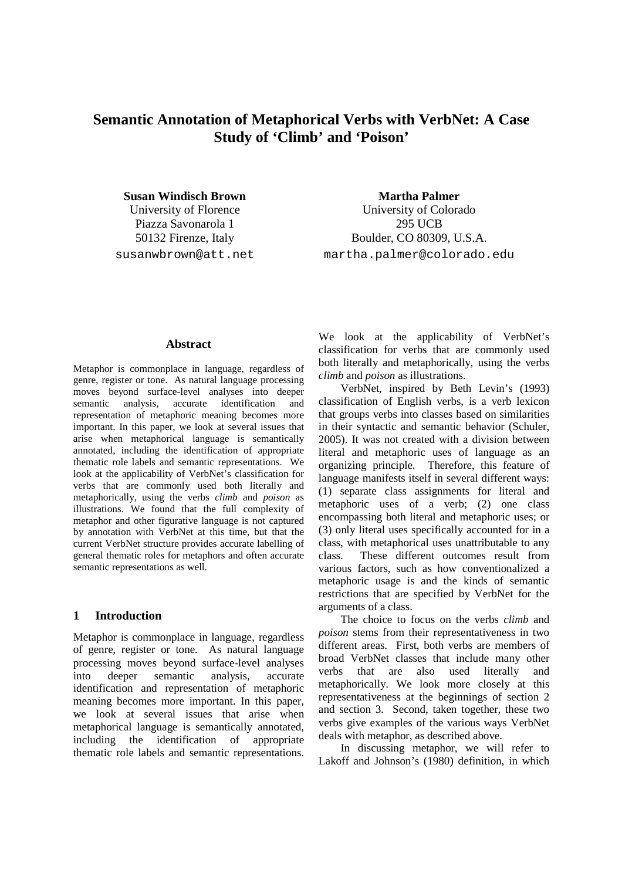# Semantic Annotation of Metaphorical Verbs with VerbNet: A Case Study of 'Climb' and 'Poison'

**Susan Windisch Brown**
University of Florence
Piazza Savonarola 1
50132 Firenze, Italy
susanwbrown@att.net

**Martha Palmer**
University of Colorado
295 UCB
Boulder, CO 80309, U.S.A.
martha.palmer@colorado.edu

### Abstract

Metaphor is commonplace in language, regardless of genre, register or tone. As natural language processing moves beyond surface-level analyses into deeper semantic analysis, accurate identification and representation of metaphoric meaning becomes more important. In this paper, we look at several issues that arise when metaphorical language is semantically annotated, including the identification of appropriate thematic role labels and semantic representations. We look at the applicability of VerbNet's classification for verbs that are commonly used both literally and metaphorically, using the verbs *climb* and *poison* as illustrations. We found that the full complexity of metaphor and other figurative language is not captured by annotation with VerbNet at this time, but that the current VerbNet structure provides accurate labelling of general thematic roles for metaphors and often accurate semantic representations as well.

## 1 Introduction

Metaphor is commonplace in language, regardless of genre, register or tone. As natural language processing moves beyond surface-level analyses into deeper semantic analysis, accurate identification and representation of metaphoric meaning becomes more important. In this paper, we look at several issues that arise when metaphorical language is semantically annotated, including the identification of appropriate thematic role labels and semantic representations. We look at the applicability of VerbNet's classification for verbs that are commonly used both literally and metaphorically, using the verbs *climb* and *poison* as illustrations.

VerbNet, inspired by Beth Levin's (1993) classification of English verbs, is a verb lexicon that groups verbs into classes based on similarities in their syntactic and semantic behavior (Schuler, 2005). It was not created with a division between literal and metaphoric uses of language as an organizing principle. Therefore, this feature of language manifests itself in several different ways: (1) separate class assignments for literal and metaphoric uses of a verb; (2) one class encompassing both literal and metaphoric uses; or (3) only literal uses specifically accounted for in a class, with metaphorical uses unattributable to any class. These different outcomes result from various factors, such as how conventionalized a metaphoric usage is and the kinds of semantic restrictions that are specified by VerbNet for the arguments of a class.

The choice to focus on the verbs *climb* and *poison* stems from their representativeness in two different areas. First, both verbs are members of broad VerbNet classes that include many other verbs that are also used literally and metaphorically. We look more closely at this representativeness at the beginnings of section 2 and section 3. Second, taken together, these two verbs give examples of the various ways VerbNet deals with metaphor, as described above.

In discussing metaphor, we will refer to Lakoff and Johnson's (1980) definition, in which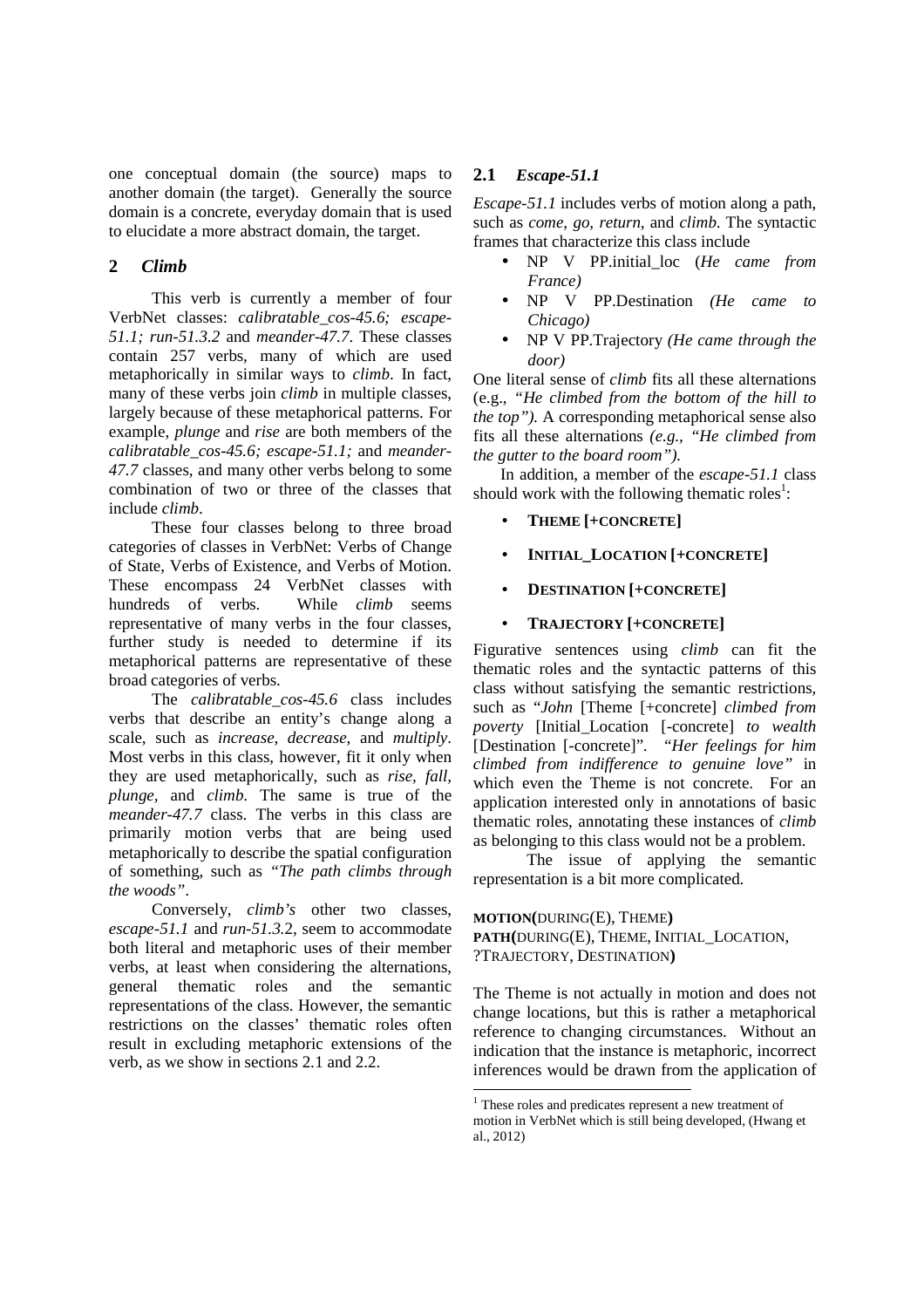one conceptual domain (the source) maps to another domain (the target). Generally the source domain is a concrete, everyday domain that is used to elucidate a more abstract domain, the target.

## 2 *Climb*

This verb is currently a member of four VerbNet classes: *calibratable_cos-45.6; escape-51.1; run-51.3.2* and *meander-47.7*. These classes contain 257 verbs, many of which are used metaphorically in similar ways to *climb*. In fact, many of these verbs join *climb* in multiple classes, largely because of these metaphorical patterns. For example, *plunge* and *rise* are both members of the *calibratable_cos-45.6; escape-51.1;* and *meander-47.7* classes, and many other verbs belong to some combination of two or three of the classes that include *climb*.

These four classes belong to three broad categories of classes in VerbNet: Verbs of Change of State, Verbs of Existence, and Verbs of Motion. These encompass 24 VerbNet classes with hundreds of verbs. While *climb* seems representative of many verbs in the four classes, further study is needed to determine if its metaphorical patterns are representative of these broad categories of verbs.

The *calibratable_cos-45.6* class includes verbs that describe an entity's change along a scale, such as *increase, decrease,* and *multiply*. Most verbs in this class, however, fit it only when they are used metaphorically, such as *rise, fall, plunge,* and *climb*. The same is true of the *meander-47.7* class. The verbs in this class are primarily motion verbs that are being used metaphorically to describe the spatial configuration of something, such as *"The path climbs through the woods"*.

Conversely, *climb's* other two classes, *escape-51.1* and *run-51.3.2*, seem to accommodate both literal and metaphoric uses of their member verbs, at least when considering the alternations, general thematic roles and the semantic representations of the class. However, the semantic restrictions on the classes' thematic roles often result in excluding metaphoric extensions of the verb, as we show in sections 2.1 and 2.2.

### 2.1 *Escape-51.1*

*Escape-51.1* includes verbs of motion along a path, such as *come, go, return,* and *climb*. The syntactic frames that characterize this class include

- NP V PP.initial_loc (*He came from France)*
- NP V PP.Destination *(He came to Chicago)*
- NP V PP.Trajectory *(He came through the door)*

One literal sense of *climb* fits all these alternations (e.g., *"He climbed from the bottom of the hill to the top")*. A corresponding metaphorical sense also fits all these alternations *(e.g., "He climbed from the gutter to the board room")*.

In addition, a member of the *escape-51.1* class should work with the following thematic roles[1]:

- **THEME [+CONCRETE]**
- **INITIAL_LOCATION [+CONCRETE]**
- **DESTINATION [+CONCRETE]**
- **TRAJECTORY [+CONCRETE]**

Figurative sentences using *climb* can fit the thematic roles and the syntactic patterns of this class without satisfying the semantic restrictions, such as "*John* [Theme [+concrete] *climbed from poverty* [Initial_Location [-concrete] *to wealth* [Destination [-concrete]". *"Her feelings for him climbed from indifference to genuine love"* in which even the Theme is not concrete. For an application interested only in annotations of basic thematic roles, annotating these instances of *climb* as belonging to this class would not be a problem.

The issue of applying the semantic representation is a bit more complicated.

**MOTION(**DURING(E), THEME**)**
**PATH(**DURING(E), THEME, INITIAL_LOCATION, ?TRAJECTORY, DESTINATION**)**

The Theme is not actually in motion and does not change locations, but this is rather a metaphorical reference to changing circumstances. Without an indication that the instance is metaphoric, incorrect inferences would be drawn from the application of

[1] These roles and predicates represent a new treatment of motion in VerbNet which is still being developed, (Hwang et al., 2012)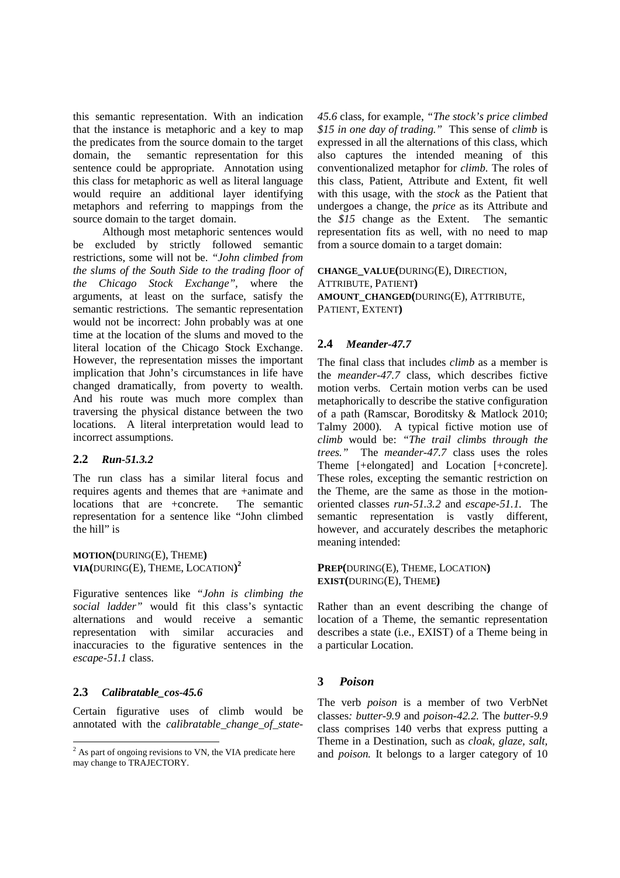this semantic representation. With an indication that the instance is metaphoric and a key to map the predicates from the source domain to the target domain, the semantic representation for this sentence could be appropriate. Annotation using this class for metaphoric as well as literal language would require an additional layer identifying metaphors and referring to mappings from the source domain to the target domain.

Although most metaphoric sentences would be excluded by strictly followed semantic restrictions, some will not be. *"John climbed from the slums of the South Side to the trading floor of the Chicago Stock Exchange"*, where the arguments, at least on the surface, satisfy the semantic restrictions. The semantic representation would not be incorrect: John probably was at one time at the location of the slums and moved to the literal location of the Chicago Stock Exchange. However, the representation misses the important implication that John's circumstances in life have changed dramatically, from poverty to wealth. And his route was much more complex than traversing the physical distance between the two locations. A literal interpretation would lead to incorrect assumptions.

## 2.2 *Run-51.3.2*

The run class has a similar literal focus and requires agents and themes that are +animate and locations that are +concrete. The semantic representation for a sentence like "John climbed the hill" is

**MOTION(**DURING(E), THEME**)**
**VIA(**DURING(E), THEME, LOCATION**)**[2]

Figurative sentences like *"John is climbing the social ladder"* would fit this class's syntactic alternations and would receive a semantic representation with similar accuracies and inaccuracies to the figurative sentences in the *escape-51.1* class.

## 2.3 *Calibratable_cos-45.6*

Certain figurative uses of climb would be annotated with the *calibratable_change_of_state-45.6* class, for example, *"The stock's price climbed $15 in one day of trading."* This sense of *climb* is expressed in all the alternations of this class, which also captures the intended meaning of this conventionalized metaphor for *climb*. The roles of this class, Patient, Attribute and Extent, fit well with this usage, with the *stock* as the Patient that undergoes a change, the *price* as its Attribute and the *$15* change as the Extent. The semantic representation fits as well, with no need to map from a source domain to a target domain:

**CHANGE_VALUE(**DURING(E), DIRECTION, ATTRIBUTE, PATIENT**)**
**AMOUNT_CHANGED(**DURING(E), ATTRIBUTE, PATIENT, EXTENT**)**

## 2.4 *Meander-47.7*

The final class that includes *climb* as a member is the *meander-47.7* class, which describes fictive motion verbs. Certain motion verbs can be used metaphorically to describe the stative configuration of a path (Ramscar, Boroditsky & Matlock 2010; Talmy 2000). A typical fictive motion use of *climb* would be: *"The trail climbs through the trees."* The *meander-47.7* class uses the roles Theme [+elongated] and Location [+concrete]. These roles, excepting the semantic restriction on the Theme, are the same as those in the motion-oriented classes *run-51.3.2* and *escape-51.1.* The semantic representation is vastly different, however, and accurately describes the metaphoric meaning intended:

**PREP(**DURING(E), THEME, LOCATION**)**
**EXIST(**DURING(E), THEME**)**

Rather than an event describing the change of location of a Theme, the semantic representation describes a state (i.e., EXIST) of a Theme being in a particular Location.

# 3 *Poison*

The verb *poison* is a member of two VerbNet classes*: butter-9.9* and *poison-42.2.* The *butter-9.9* class comprises 140 verbs that express putting a Theme in a Destination, such as *cloak, glaze, salt,* and *poison.* It belongs to a larger category of 10

[2] As part of ongoing revisions to VN, the VIA predicate here may change to TRAJECTORY.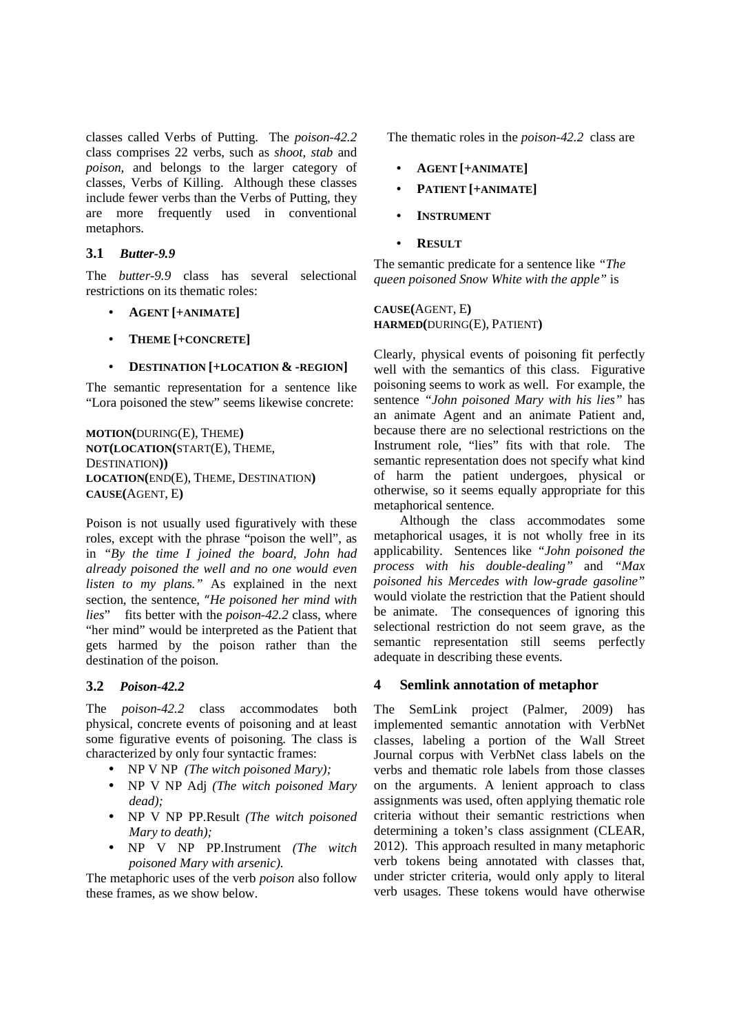classes called Verbs of Putting. The *poison-42.2* class comprises 22 verbs, such as *shoot, stab* and *poison,* and belongs to the larger category of classes, Verbs of Killing. Although these classes include fewer verbs than the Verbs of Putting, they are more frequently used in conventional metaphors.

### 3.1 *Butter-9.9*

The *butter-9.9* class has several selectional restrictions on its thematic roles:

- **AGENT [+ANIMATE]**
- **THEME [+CONCRETE]**
- **DESTINATION [+LOCATION & -REGION]**

The semantic representation for a sentence like "Lora poisoned the stew" seems likewise concrete:

**MOTION(**DURING(E), THEME**)**
**NOT(LOCATION(**START(E), THEME, DESTINATION**))**
**LOCATION(**END(E), THEME, DESTINATION**)**
**CAUSE(**AGENT, E**)**

Poison is not usually used figuratively with these roles, except with the phrase "poison the well", as in *"By the time I joined the board, John had already poisoned the well and no one would even listen to my plans."* As explained in the next section, the sentence, *"He poisoned her mind with lies*" fits better with the *poison-42.2* class, where "her mind" would be interpreted as the Patient that gets harmed by the poison rather than the destination of the poison.

### 3.2 *Poison-42.2*

The *poison-42.2* class accommodates both physical, concrete events of poisoning and at least some figurative events of poisoning. The class is characterized by only four syntactic frames:

- NP V NP *(The witch poisoned Mary);*
- NP V NP Adj *(The witch poisoned Mary dead);*
- NP V NP PP.Result *(The witch poisoned Mary to death);*
- NP V NP PP.Instrument *(The witch poisoned Mary with arsenic).*

The metaphoric uses of the verb *poison* also follow these frames, as we show below.

The thematic roles in the *poison-42.2* class are

- **AGENT [+ANIMATE]**
- **PATIENT [+ANIMATE]**
- **INSTRUMENT**
- **RESULT**

The semantic predicate for a sentence like *"The queen poisoned Snow White with the apple"* is

**CAUSE(**AGENT, E**)**
**HARMED(**DURING(E), PATIENT**)**

Clearly, physical events of poisoning fit perfectly well with the semantics of this class. Figurative poisoning seems to work as well. For example, the sentence *"John poisoned Mary with his lies"* has an animate Agent and an animate Patient and, because there are no selectional restrictions on the Instrument role, "lies" fits with that role. The semantic representation does not specify what kind of harm the patient undergoes, physical or otherwise, so it seems equally appropriate for this metaphorical sentence.

Although the class accommodates some metaphorical usages, it is not wholly free in its applicability. Sentences like *"John poisoned the process with his double-dealing"* and *"Max poisoned his Mercedes with low-grade gasoline"* would violate the restriction that the Patient should be animate. The consequences of ignoring this selectional restriction do not seem grave, as the semantic representation still seems perfectly adequate in describing these events.

## 4 Semlink annotation of metaphor

The SemLink project (Palmer, 2009) has implemented semantic annotation with VerbNet classes, labeling a portion of the Wall Street Journal corpus with VerbNet class labels on the verbs and thematic role labels from those classes on the arguments. A lenient approach to class assignments was used, often applying thematic role criteria without their semantic restrictions when determining a token's class assignment (CLEAR, 2012). This approach resulted in many metaphoric verb tokens being annotated with classes that, under stricter criteria, would only apply to literal verb usages. These tokens would have otherwise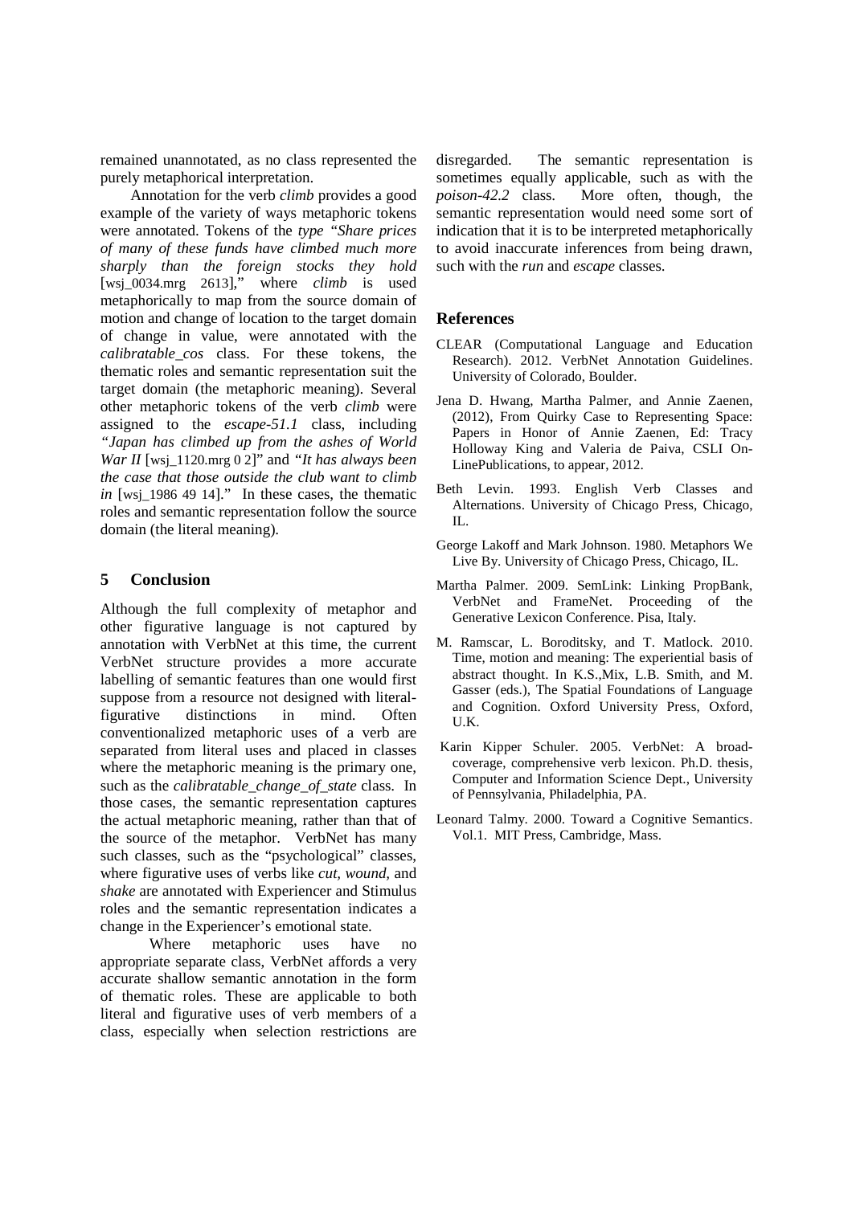remained unannotated, as no class represented the purely metaphorical interpretation.

Annotation for the verb *climb* provides a good example of the variety of ways metaphoric tokens were annotated. Tokens of the *type "Share prices of many of these funds have climbed much more sharply than the foreign stocks they hold* [wsj_0034.mrg 2613]," where *climb* is used metaphorically to map from the source domain of motion and change of location to the target domain of change in value, were annotated with the *calibratable_cos* class. For these tokens, the thematic roles and semantic representation suit the target domain (the metaphoric meaning). Several other metaphoric tokens of the verb *climb* were assigned to the *escape-51.1* class, including *"Japan has climbed up from the ashes of World War II* [wsj_1120.mrg 0 2]" and *"It has always been the case that those outside the club want to climb in* [wsj_1986 49 14]." In these cases, the thematic roles and semantic representation follow the source domain (the literal meaning).

## 5 Conclusion

Although the full complexity of metaphor and other figurative language is not captured by annotation with VerbNet at this time, the current VerbNet structure provides a more accurate labelling of semantic features than one would first suppose from a resource not designed with literal-figurative distinctions in mind. Often conventionalized metaphoric uses of a verb are separated from literal uses and placed in classes where the metaphoric meaning is the primary one, such as the *calibratable_change_of_state* class. In those cases, the semantic representation captures the actual metaphoric meaning, rather than that of the source of the metaphor. VerbNet has many such classes, such as the "psychological" classes, where figurative uses of verbs like *cut*, *wound*, and *shake* are annotated with Experiencer and Stimulus roles and the semantic representation indicates a change in the Experiencer's emotional state.

Where metaphoric uses have no appropriate separate class, VerbNet affords a very accurate shallow semantic annotation in the form of thematic roles. These are applicable to both literal and figurative uses of verb members of a class, especially when selection restrictions are disregarded. The semantic representation is sometimes equally applicable, such as with the *poison-42.2* class. More often, though, the semantic representation would need some sort of indication that it is to be interpreted metaphorically to avoid inaccurate inferences from being drawn, such with the *run* and *escape* classes.

## References

CLEAR (Computational Language and Education Research). 2012. VerbNet Annotation Guidelines. University of Colorado, Boulder.

Jena D. Hwang, Martha Palmer, and Annie Zaenen, (2012), From Quirky Case to Representing Space: Papers in Honor of Annie Zaenen, Ed: Tracy Holloway King and Valeria de Paiva, CSLI On-LinePublications, to appear, 2012.

Beth Levin. 1993. English Verb Classes and Alternations. University of Chicago Press, Chicago, IL.

George Lakoff and Mark Johnson. 1980. Metaphors We Live By. University of Chicago Press, Chicago, IL.

Martha Palmer. 2009. SemLink: Linking PropBank, VerbNet and FrameNet. Proceeding of the Generative Lexicon Conference. Pisa, Italy.

M. Ramscar, L. Boroditsky, and T. Matlock. 2010. Time, motion and meaning: The experiential basis of abstract thought. In K.S.,Mix, L.B. Smith, and M. Gasser (eds.), The Spatial Foundations of Language and Cognition. Oxford University Press, Oxford, U.K.

Karin Kipper Schuler. 2005. VerbNet: A broad-coverage, comprehensive verb lexicon. Ph.D. thesis, Computer and Information Science Dept., University of Pennsylvania, Philadelphia, PA.

Leonard Talmy. 2000. Toward a Cognitive Semantics. Vol.1. MIT Press, Cambridge, Mass.